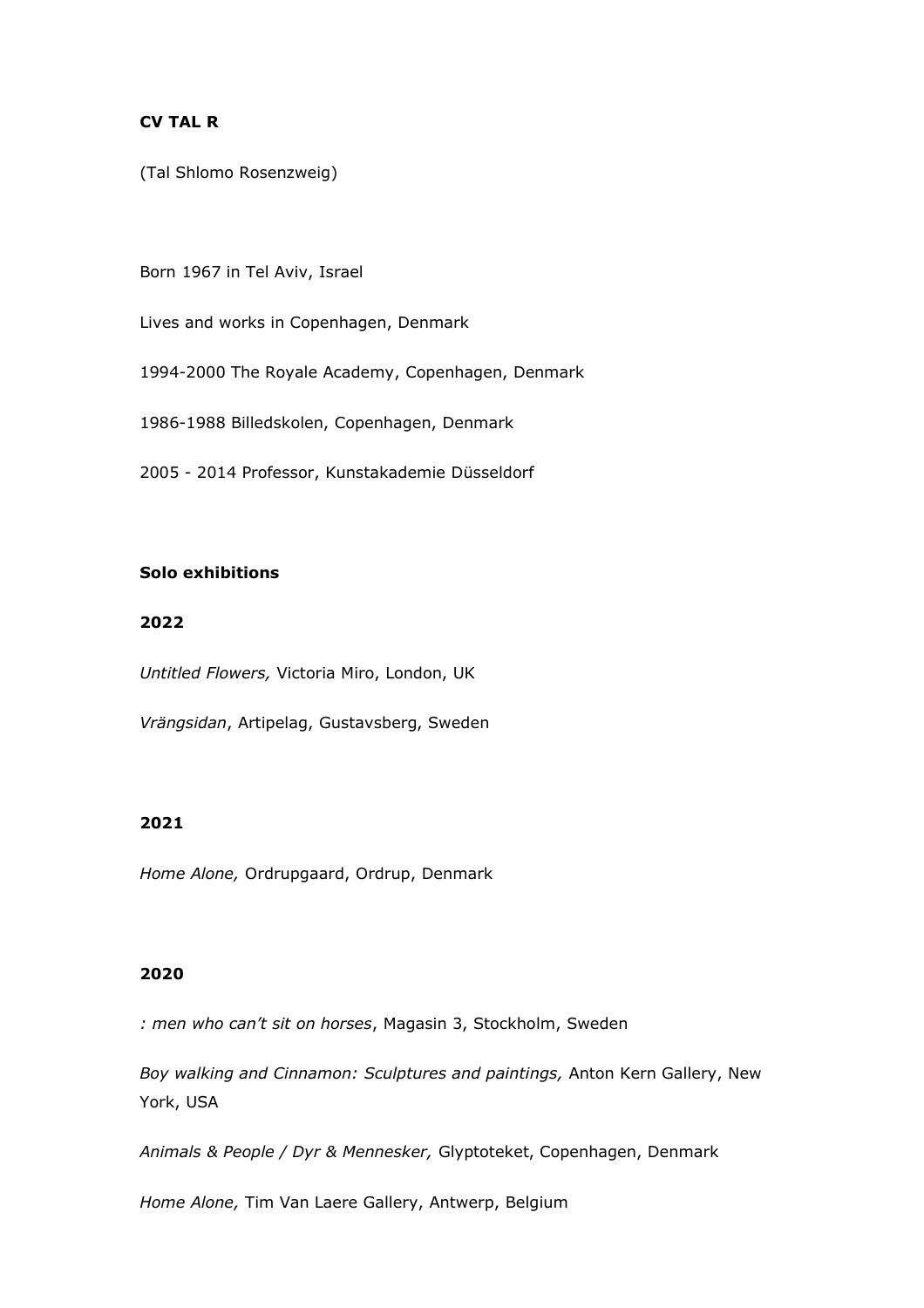**CV TAL R**

(Tal Shlomo Rosenzweig)

Born 1967 in Tel Aviv, Israel

Lives and works in Copenhagen, Denmark

1994-2000 The Royale Academy, Copenhagen, Denmark

1986-1988 Billedskolen, Copenhagen, Denmark

2005 - 2014 Professor, Kunstakademie Düsseldorf

**Solo exhibitions**

**2022**

*Untitled Flowers,* Victoria Miro, London, UK

*Vrängsidan*, Artipelag, Gustavsberg, Sweden

**2021**

*Home Alone,* Ordrupgaard, Ordrup, Denmark

**2020**

*: men who can't sit on horses*, Magasin 3, Stockholm, Sweden

*Boy walking and Cinnamon: Sculptures and paintings,* Anton Kern Gallery, New York, USA

*Animals & People / Dyr & Mennesker,* Glyptoteket, Copenhagen, Denmark

*Home Alone,* Tim Van Laere Gallery, Antwerp, Belgium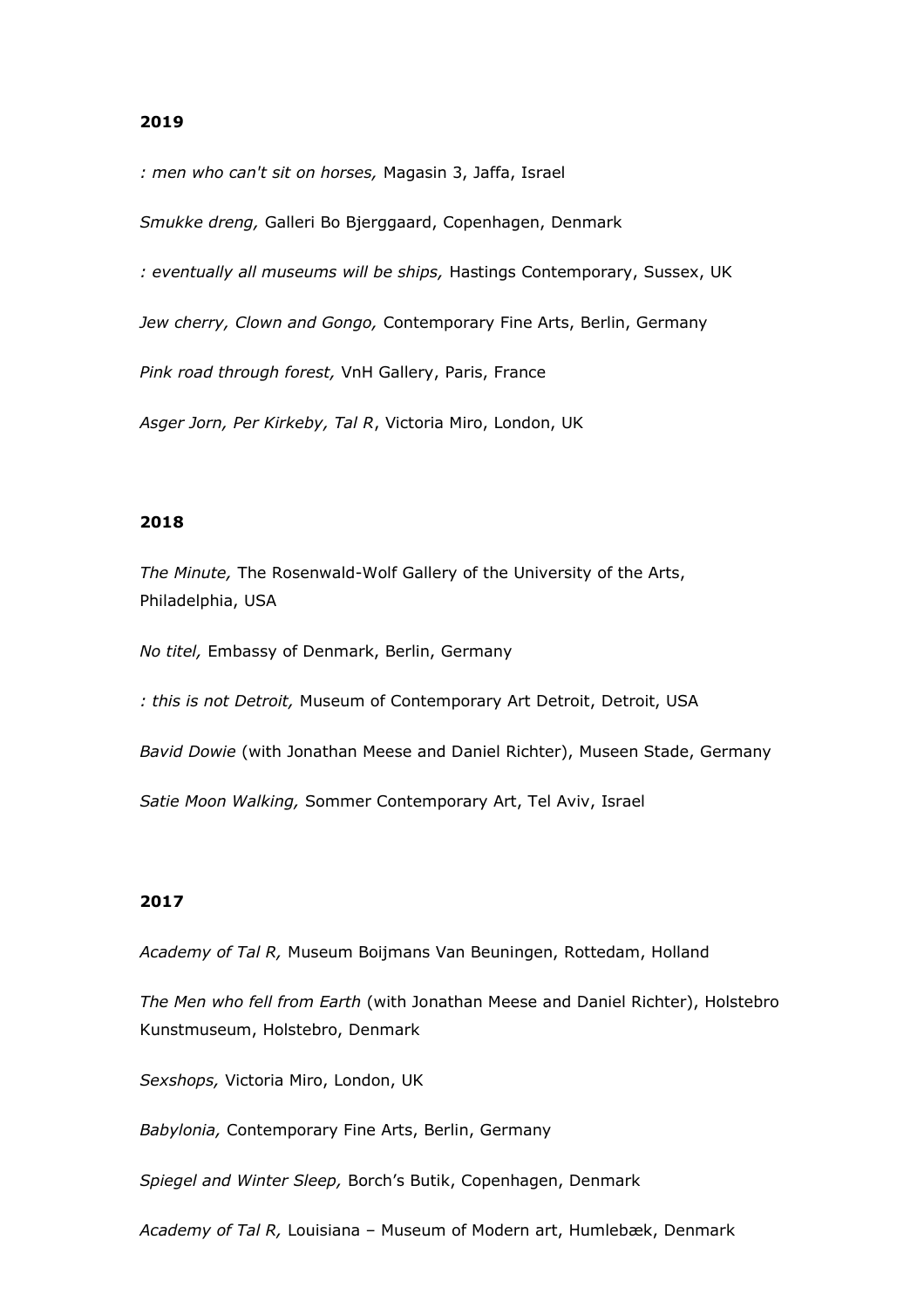**2019**

*: men who can't sit on horses,* Magasin 3, Jaffa, Israel

*Smukke dreng,* Galleri Bo Bjerggaard, Copenhagen, Denmark

*: eventually all museums will be ships,* Hastings Contemporary, Sussex, UK

*Jew cherry, Clown and Gongo,* Contemporary Fine Arts, Berlin, Germany

*Pink road through forest,* VnH Gallery, Paris, France

*Asger Jorn, Per Kirkeby, Tal R*, Victoria Miro, London, UK

**2018**

*The Minute,* The Rosenwald-Wolf Gallery of the University of the Arts, Philadelphia, USA

*No titel,* Embassy of Denmark, Berlin, Germany

*: this is not Detroit,* Museum of Contemporary Art Detroit, Detroit, USA

*Bavid Dowie* (with Jonathan Meese and Daniel Richter), Museen Stade, Germany

*Satie Moon Walking,* Sommer Contemporary Art, Tel Aviv, Israel

**2017**

*Academy of Tal R,* Museum Boijmans Van Beuningen, Rottedam, Holland

*The Men who fell from Earth* (with Jonathan Meese and Daniel Richter), Holstebro Kunstmuseum, Holstebro, Denmark

*Sexshops,* Victoria Miro, London, UK

*Babylonia,* Contemporary Fine Arts, Berlin, Germany

*Spiegel and Winter Sleep,* Borch's Butik, Copenhagen, Denmark

*Academy of Tal R,* Louisiana – Museum of Modern art, Humlebæk, Denmark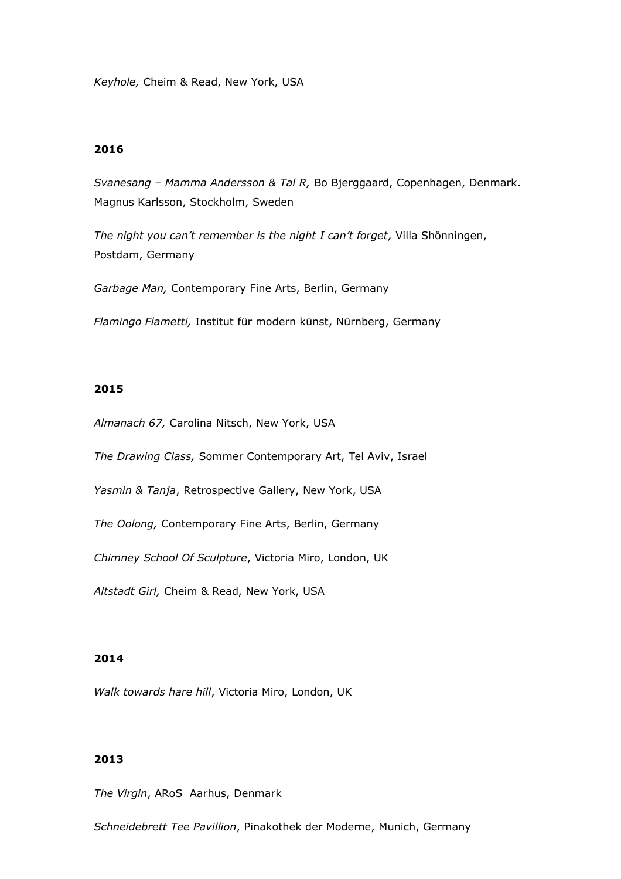*Keyhole,* Cheim & Read, New York, USA

**2016**

*Svanesang – Mamma Andersson & Tal R,* Bo Bjerggaard, Copenhagen, Denmark. Magnus Karlsson, Stockholm, Sweden

*The night you can't remember is the night I can't forget,* Villa Shönningen, Postdam, Germany

*Garbage Man,* Contemporary Fine Arts, Berlin, Germany

*Flamingo Flametti,* Institut für modern künst, Nürnberg, Germany

**2015**

*Almanach 67,* Carolina Nitsch, New York, USA

*The Drawing Class,* Sommer Contemporary Art, Tel Aviv, Israel

*Yasmin & Tanja*, Retrospective Gallery, New York, USA

*The Oolong,* Contemporary Fine Arts, Berlin, Germany

*Chimney School Of Sculpture*, Victoria Miro, London, UK

*Altstadt Girl,* Cheim & Read, New York, USA

**2014**

*Walk towards hare hill*, Victoria Miro, London, UK

**2013**

*The Virgin*, ARoS  Aarhus, Denmark

*Schneidebrett Tee Pavillion*, Pinakothek der Moderne, Munich, Germany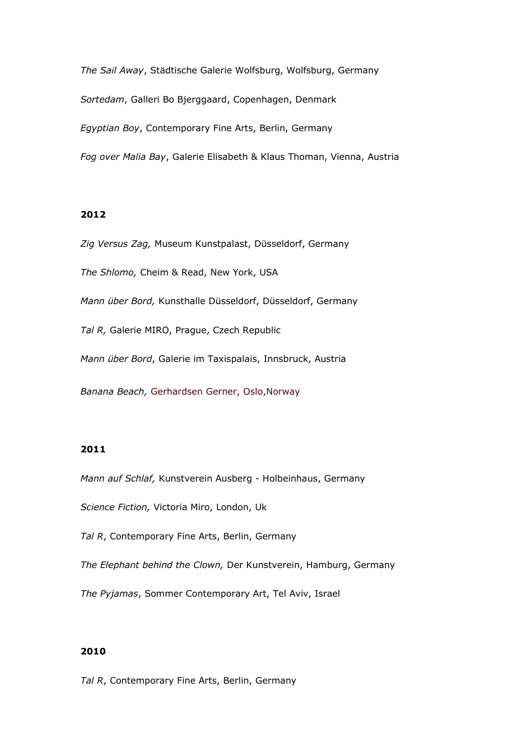*The Sail Away*, Städtische Galerie Wolfsburg, Wolfsburg, Germany

*Sortedam*, Galleri Bo Bjerggaard, Copenhagen, Denmark

*Egyptian Boy*, Contemporary Fine Arts, Berlin, Germany

*Fog over Malia Bay*, Galerie Elisabeth & Klaus Thoman, Vienna, Austria

**2012**

*Zig Versus Zag,* Museum Kunstpalast, Düsseldorf, Germany

*The Shlomo,* Cheim & Read, New York, USA

*Mann über Bord,* Kunsthalle Düsseldorf, Düsseldorf, Germany

*Tal R,* Galerie MIRO, Prague, Czech Republic

*Mann über Bord*, Galerie im Taxispalais, Innsbruck, Austria

*Banana Beach,* Gerhardsen Gerner, Oslo,Norway

**2011**

*Mann auf Schlaf,* Kunstverein Ausberg - Holbeinhaus, Germany

*Science Fiction,* Victoria Miro, London, Uk

*Tal R*, Contemporary Fine Arts, Berlin, Germany

*The Elephant behind the Clown,* Der Kunstverein, Hamburg, Germany

*The Pyjamas*, Sommer Contemporary Art, Tel Aviv, Israel

**2010**

*Tal R*, Contemporary Fine Arts, Berlin, Germany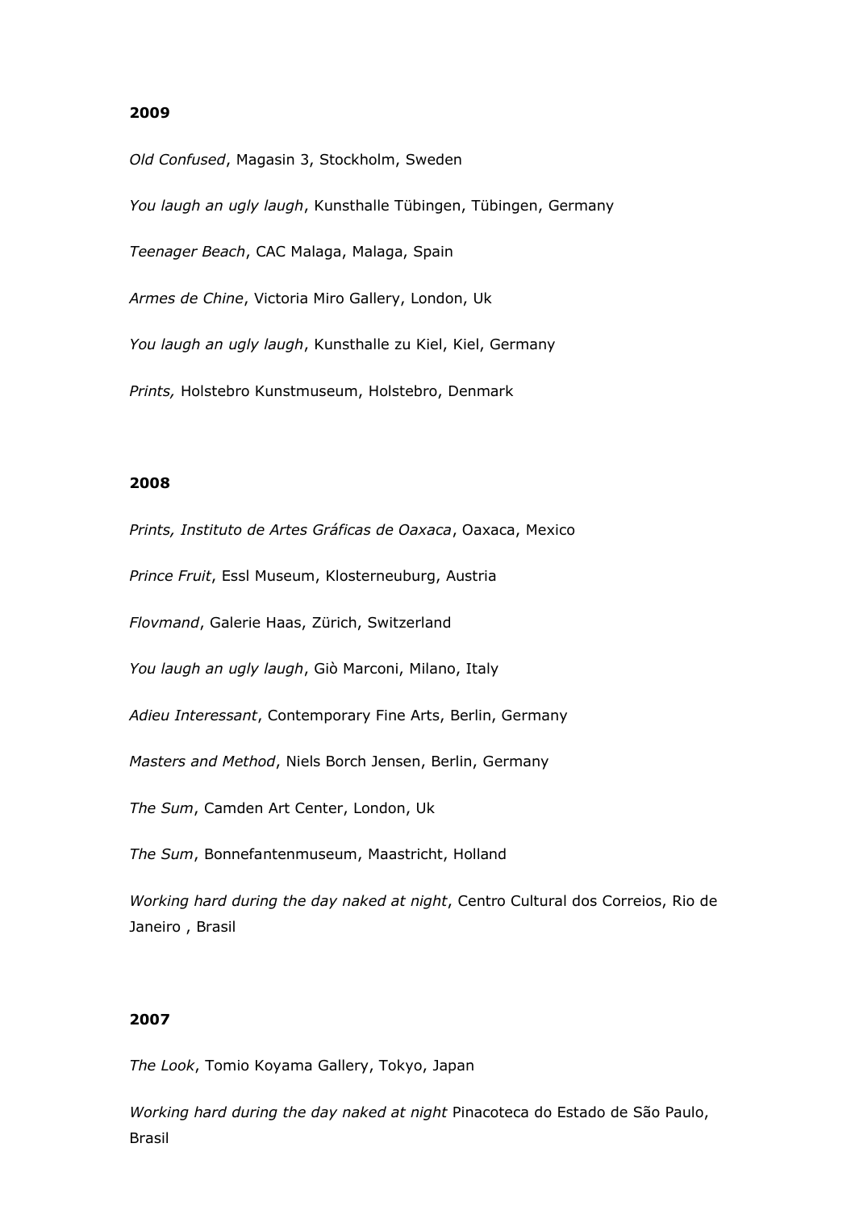**2009**

*Old Confused*, Magasin 3, Stockholm, Sweden

*You laugh an ugly laugh*, Kunsthalle Tübingen, Tübingen, Germany

*Teenager Beach*, CAC Malaga, Malaga, Spain

*Armes de Chine*, Victoria Miro Gallery, London, Uk

*You laugh an ugly laugh*, Kunsthalle zu Kiel, Kiel, Germany

*Prints,* Holstebro Kunstmuseum, Holstebro, Denmark

**2008**

*Prints, Instituto de Artes Gráficas de Oaxaca*, Oaxaca, Mexico

*Prince Fruit*, Essl Museum, Klosterneuburg, Austria

*Flovmand*, Galerie Haas, Zürich, Switzerland

*You laugh an ugly laugh*, Giò Marconi, Milano, Italy

*Adieu Interessant*, Contemporary Fine Arts, Berlin, Germany

*Masters and Method*, Niels Borch Jensen, Berlin, Germany

*The Sum*, Camden Art Center, London, Uk

*The Sum*, Bonnefantenmuseum, Maastricht, Holland

*Working hard during the day naked at night*, Centro Cultural dos Correios, Rio de Janeiro , Brasil

**2007**

*The Look*, Tomio Koyama Gallery, Tokyo, Japan

*Working hard during the day naked at night* Pinacoteca do Estado de São Paulo, Brasil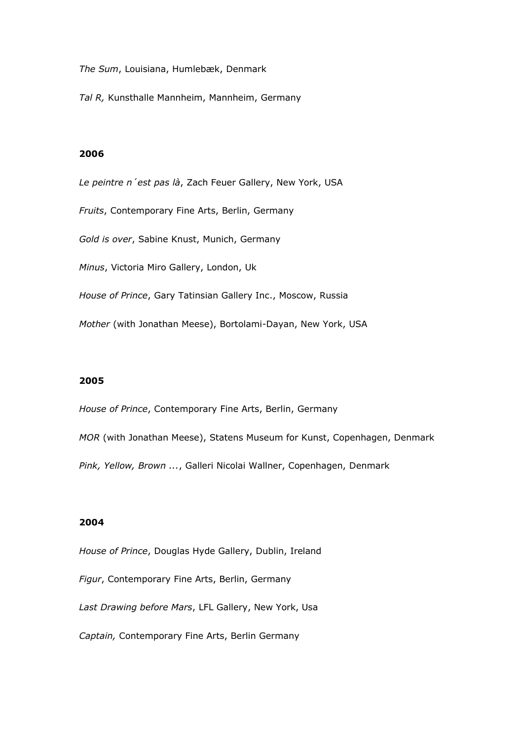*The Sum*, Louisiana, Humlebæk, Denmark

*Tal R,* Kunsthalle Mannheim, Mannheim, Germany

**2006**

*Le peintre n´est pas là*, Zach Feuer Gallery, New York, USA

*Fruits*, Contemporary Fine Arts, Berlin, Germany

*Gold is over*, Sabine Knust, Munich, Germany

*Minus*, Victoria Miro Gallery, London, Uk

*House of Prince*, Gary Tatinsian Gallery Inc., Moscow, Russia

*Mother* (with Jonathan Meese), Bortolami-Dayan, New York, USA

**2005**

*House of Prince*, Contemporary Fine Arts, Berlin, Germany

*MOR* (with Jonathan Meese), Statens Museum for Kunst, Copenhagen, Denmark

*Pink, Yellow, Brown ...*, Galleri Nicolai Wallner, Copenhagen, Denmark

**2004**

*House of Prince*, Douglas Hyde Gallery, Dublin, Ireland

*Figur*, Contemporary Fine Arts, Berlin, Germany

*Last Drawing before Mars*, LFL Gallery, New York, Usa

*Captain,* Contemporary Fine Arts, Berlin Germany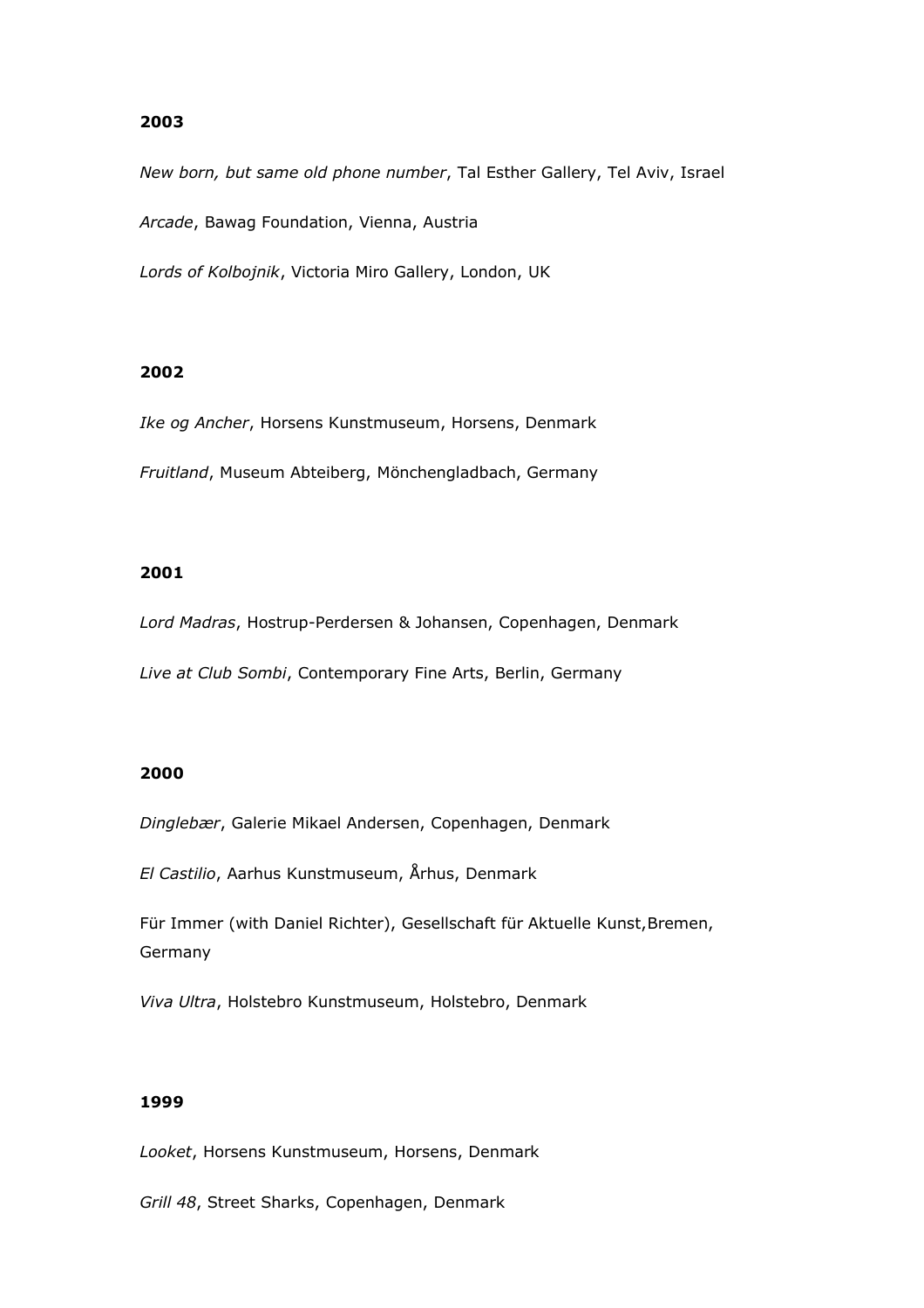**2003**

*New born, but same old phone number*, Tal Esther Gallery, Tel Aviv, Israel

*Arcade*, Bawag Foundation, Vienna, Austria

*Lords of Kolbojnik*, Victoria Miro Gallery, London, UK

**2002**

*Ike og Ancher*, Horsens Kunstmuseum, Horsens, Denmark

*Fruitland*, Museum Abteiberg, Mönchengladbach, Germany

**2001**

*Lord Madras*, Hostrup-Perdersen & Johansen, Copenhagen, Denmark

*Live at Club Sombi*, Contemporary Fine Arts, Berlin, Germany

**2000**

*Dinglebær*, Galerie Mikael Andersen, Copenhagen, Denmark

*El Castilio*, Aarhus Kunstmuseum, Århus, Denmark

Für Immer (with Daniel Richter), Gesellschaft für Aktuelle Kunst,Bremen, Germany

*Viva Ultra*, Holstebro Kunstmuseum, Holstebro, Denmark

**1999**

*Looket*, Horsens Kunstmuseum, Horsens, Denmark

*Grill 48*, Street Sharks, Copenhagen, Denmark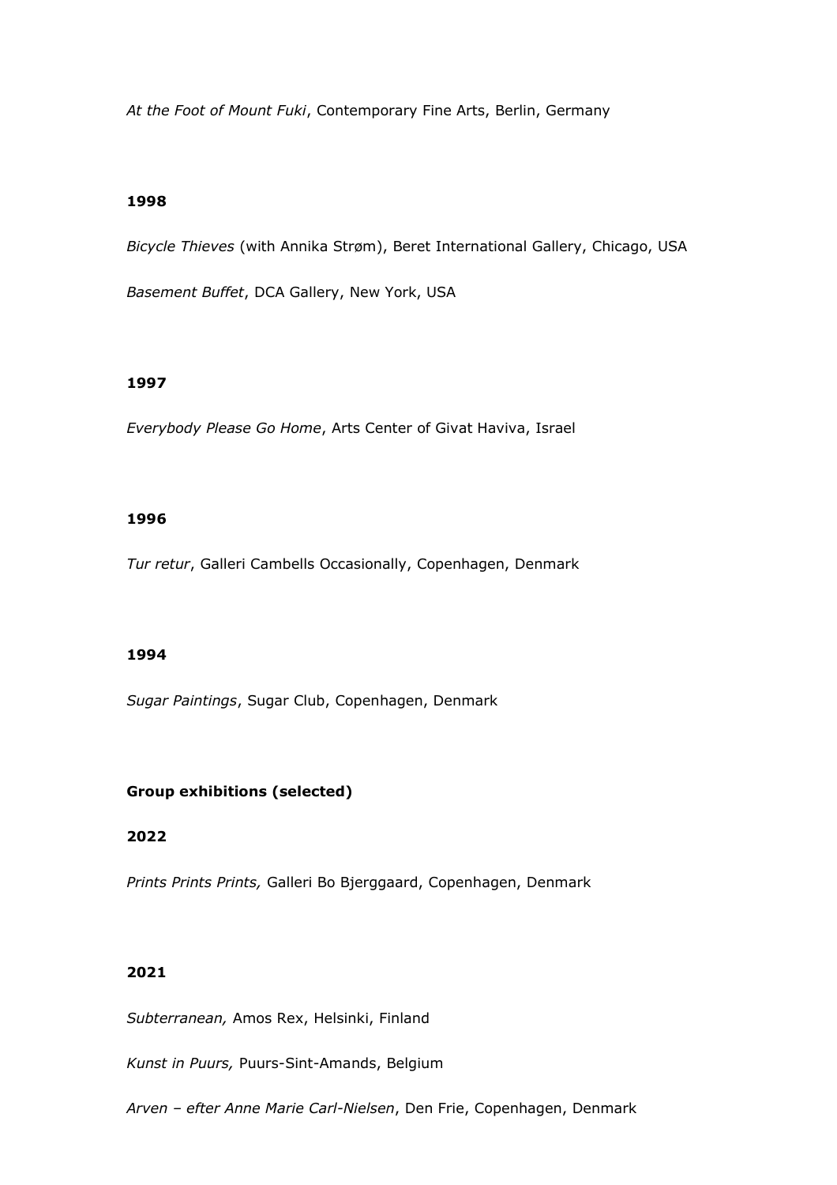*At the Foot of Mount Fuki*, Contemporary Fine Arts, Berlin, Germany

**1998**

*Bicycle Thieves* (with Annika Strøm), Beret International Gallery, Chicago, USA

*Basement Buffet*, DCA Gallery, New York, USA

**1997**

*Everybody Please Go Home*, Arts Center of Givat Haviva, Israel

**1996**

*Tur retur*, Galleri Cambells Occasionally, Copenhagen, Denmark

**1994**

*Sugar Paintings*, Sugar Club, Copenhagen, Denmark

**Group exhibitions (selected)**

**2022**

*Prints Prints Prints,* Galleri Bo Bjerggaard, Copenhagen, Denmark

**2021**

*Subterranean,* Amos Rex, Helsinki, Finland

*Kunst in Puurs,* Puurs-Sint-Amands, Belgium

*Arven – efter Anne Marie Carl-Nielsen*, Den Frie, Copenhagen, Denmark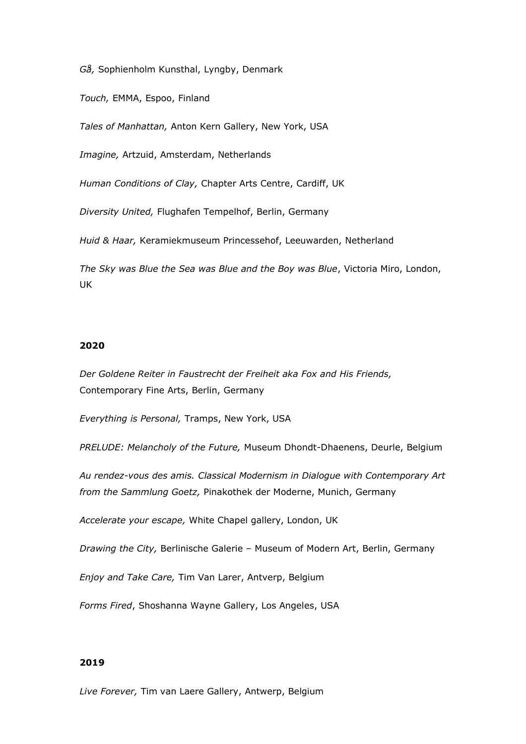*Gå,* Sophienholm Kunsthal, Lyngby, Denmark

*Touch,* EMMA, Espoo, Finland

*Tales of Manhattan,* Anton Kern Gallery, New York, USA

*Imagine,* Artzuid, Amsterdam, Netherlands

*Human Conditions of Clay,* Chapter Arts Centre, Cardiff, UK

*Diversity United,* Flughafen Tempelhof, Berlin, Germany

*Huid & Haar,* Keramiekmuseum Princessehof, Leeuwarden, Netherland

*The Sky was Blue the Sea was Blue and the Boy was Blue*, Victoria Miro, London, UK

**2020**

*Der Goldene Reiter in Faustrecht der Freiheit aka Fox and His Friends,* Contemporary Fine Arts, Berlin, Germany

*Everything is Personal,* Tramps, New York, USA

*PRELUDE: Melancholy of the Future,* Museum Dhondt-Dhaenens, Deurle, Belgium

*Au rendez-vous des amis. Classical Modernism in Dialogue with Contemporary Art from the Sammlung Goetz,* Pinakothek der Moderne, Munich, Germany

*Accelerate your escape,* White Chapel gallery, London, UK

*Drawing the City,* Berlinische Galerie – Museum of Modern Art, Berlin, Germany

*Enjoy and Take Care,* Tim Van Larer, Antverp, Belgium

*Forms Fired*, Shoshanna Wayne Gallery, Los Angeles, USA

**2019**

*Live Forever,* Tim van Laere Gallery, Antwerp, Belgium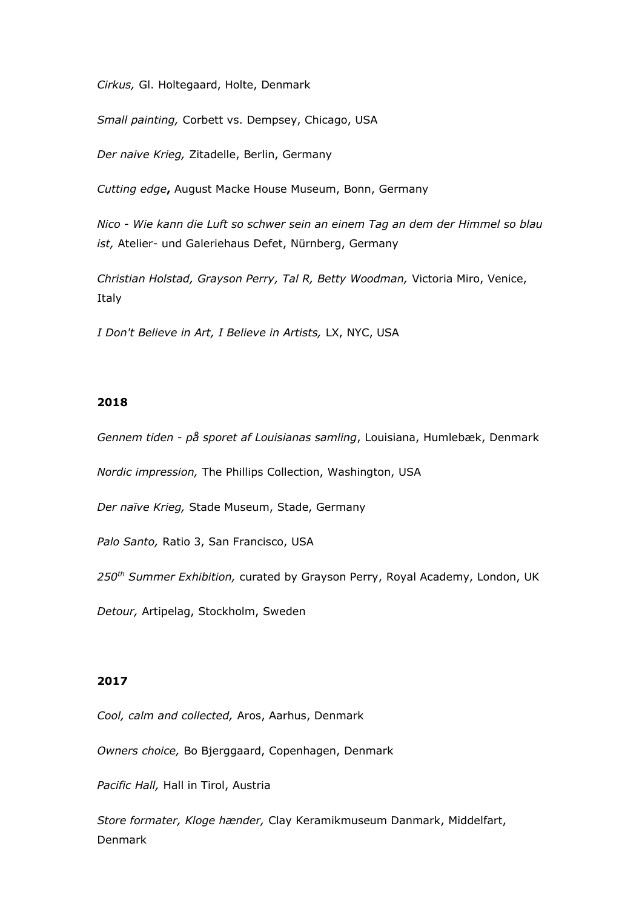*Cirkus,* Gl. Holtegaard, Holte, Denmark

*Small painting,* Corbett vs. Dempsey, Chicago, USA

*Der naive Krieg,* Zitadelle, Berlin, Germany

*Cutting edge***,** August Macke House Museum, Bonn, Germany

*Nico - Wie kann die Luft so schwer sein an einem Tag an dem der Himmel so blau ist,* Atelier- und Galeriehaus Defet, Nürnberg, Germany

*Christian Holstad, Grayson Perry, Tal R, Betty Woodman,* Victoria Miro, Venice, Italy

*I Don't Believe in Art, I Believe in Artists,* LX, NYC, USA

**2018**

*Gennem tiden - på sporet af Louisianas samling*, Louisiana, Humlebæk, Denmark

*Nordic impression,* The Phillips Collection, Washington, USA

*Der naïve Krieg,* Stade Museum, Stade, Germany

*Palo Santo,* Ratio 3, San Francisco, USA

*250th Summer Exhibition,* curated by Grayson Perry, Royal Academy, London, UK

*Detour,* Artipelag, Stockholm, Sweden

**2017**

*Cool, calm and collected,* Aros, Aarhus, Denmark

*Owners choice,* Bo Bjerggaard, Copenhagen, Denmark

*Pacific Hall,* Hall in Tirol, Austria

*Store formater, Kloge hænder,* Clay Keramikmuseum Danmark, Middelfart, Denmark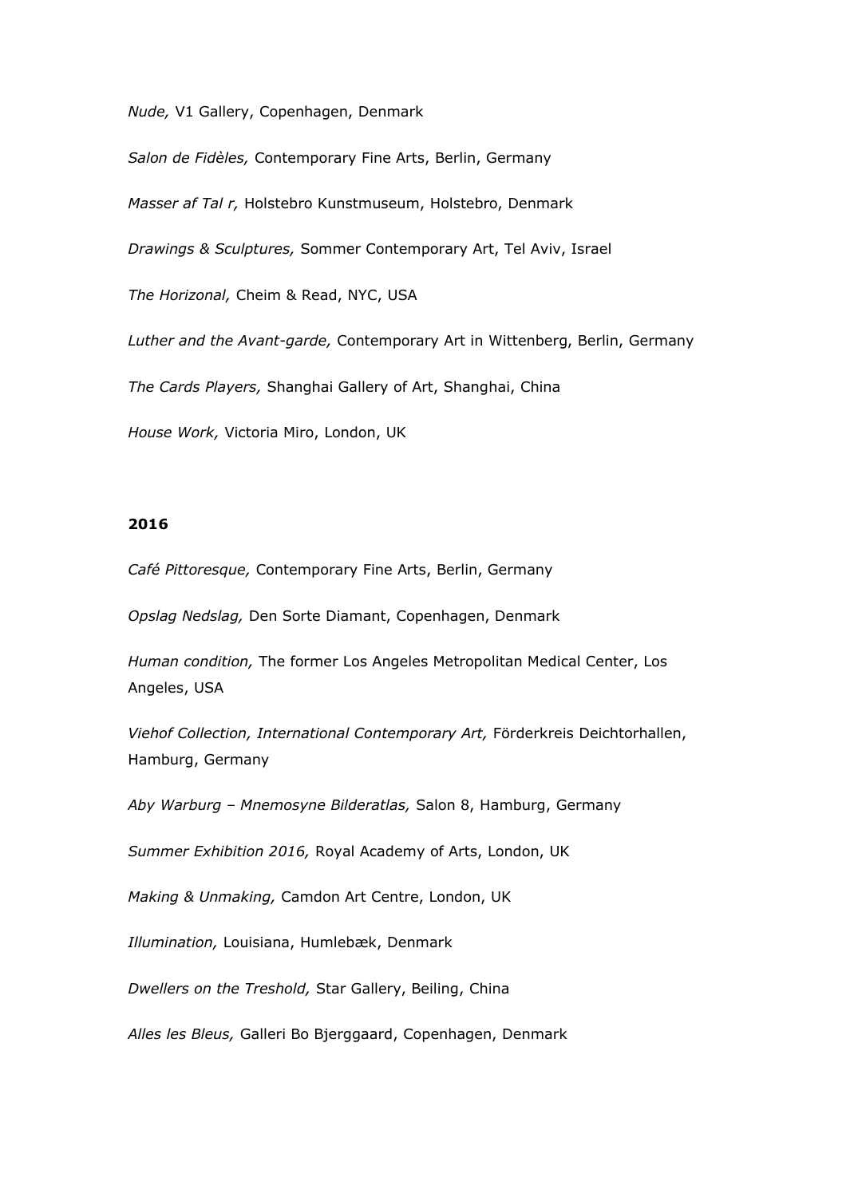*Nude,* V1 Gallery, Copenhagen, Denmark

*Salon de Fidèles,* Contemporary Fine Arts, Berlin, Germany

*Masser af Tal r,* Holstebro Kunstmuseum, Holstebro, Denmark

*Drawings & Sculptures,* Sommer Contemporary Art, Tel Aviv, Israel

*The Horizonal,* Cheim & Read, NYC, USA

*Luther and the Avant-garde,* Contemporary Art in Wittenberg, Berlin, Germany

*The Cards Players,* Shanghai Gallery of Art, Shanghai, China

*House Work,* Victoria Miro, London, UK

**2016**

*Café Pittoresque,* Contemporary Fine Arts, Berlin, Germany

*Opslag Nedslag,* Den Sorte Diamant, Copenhagen, Denmark

*Human condition,* The former Los Angeles Metropolitan Medical Center, Los Angeles, USA

*Viehof Collection, International Contemporary Art,* Förderkreis Deichtorhallen, Hamburg, Germany

*Aby Warburg – Mnemosyne Bilderatlas,* Salon 8, Hamburg, Germany

*Summer Exhibition 2016,* Royal Academy of Arts, London, UK

*Making & Unmaking,* Camdon Art Centre, London, UK

*Illumination,* Louisiana, Humlebæk, Denmark

*Dwellers on the Treshold,* Star Gallery, Beiling, China

*Alles les Bleus,* Galleri Bo Bjerggaard, Copenhagen, Denmark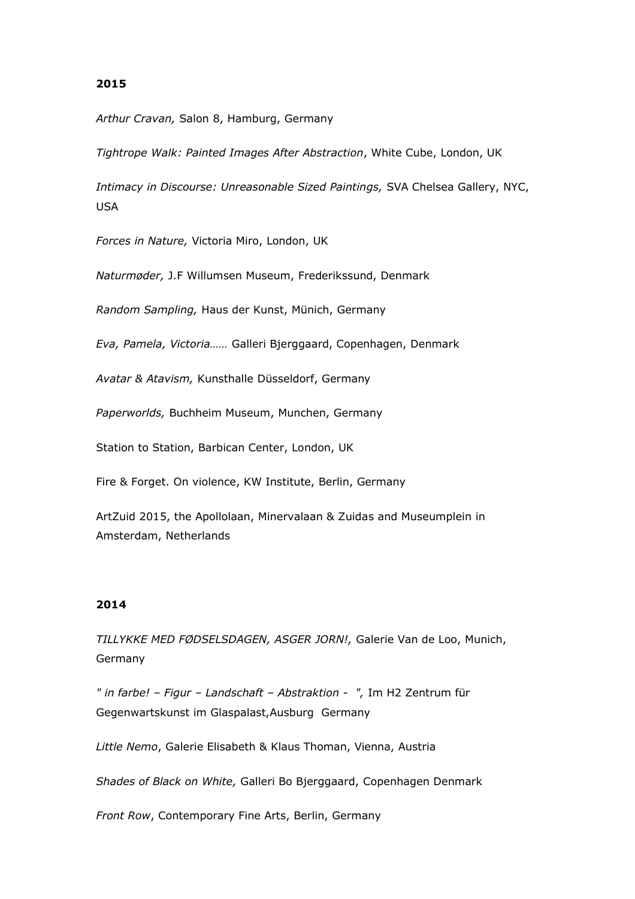**2015**

*Arthur Cravan,* Salon 8, Hamburg, Germany

*Tightrope Walk: Painted Images After Abstraction*, White Cube, London, UK

*Intimacy in Discourse: Unreasonable Sized Paintings,* SVA Chelsea Gallery, NYC, USA

*Forces in Nature,* Victoria Miro, London, UK

*Naturmøder,* J.F Willumsen Museum, Frederikssund, Denmark

*Random Sampling,* Haus der Kunst, Münich, Germany

*Eva, Pamela, Victoria……* Galleri Bjerggaard, Copenhagen, Denmark

*Avatar & Atavism,* Kunsthalle Düsseldorf, Germany

*Paperworlds,* Buchheim Museum, Munchen, Germany

Station to Station, Barbican Center, London, UK

Fire & Forget. On violence, KW Institute, Berlin, Germany

ArtZuid 2015, the Apollolaan, Minervalaan & Zuidas and Museumplein in Amsterdam, Netherlands

**2014**

*TILLYKKE MED FØDSELSDAGEN, ASGER JORN!,* Galerie Van de Loo, Munich, Germany

*" in farbe! – Figur – Landschaft – Abstraktion - ",* Im H2 Zentrum für Gegenwartskunst im Glaspalast,Ausburg Germany

*Little Nemo*, Galerie Elisabeth & Klaus Thoman, Vienna, Austria

*Shades of Black on White,* Galleri Bo Bjerggaard, Copenhagen Denmark

*Front Row*, Contemporary Fine Arts, Berlin, Germany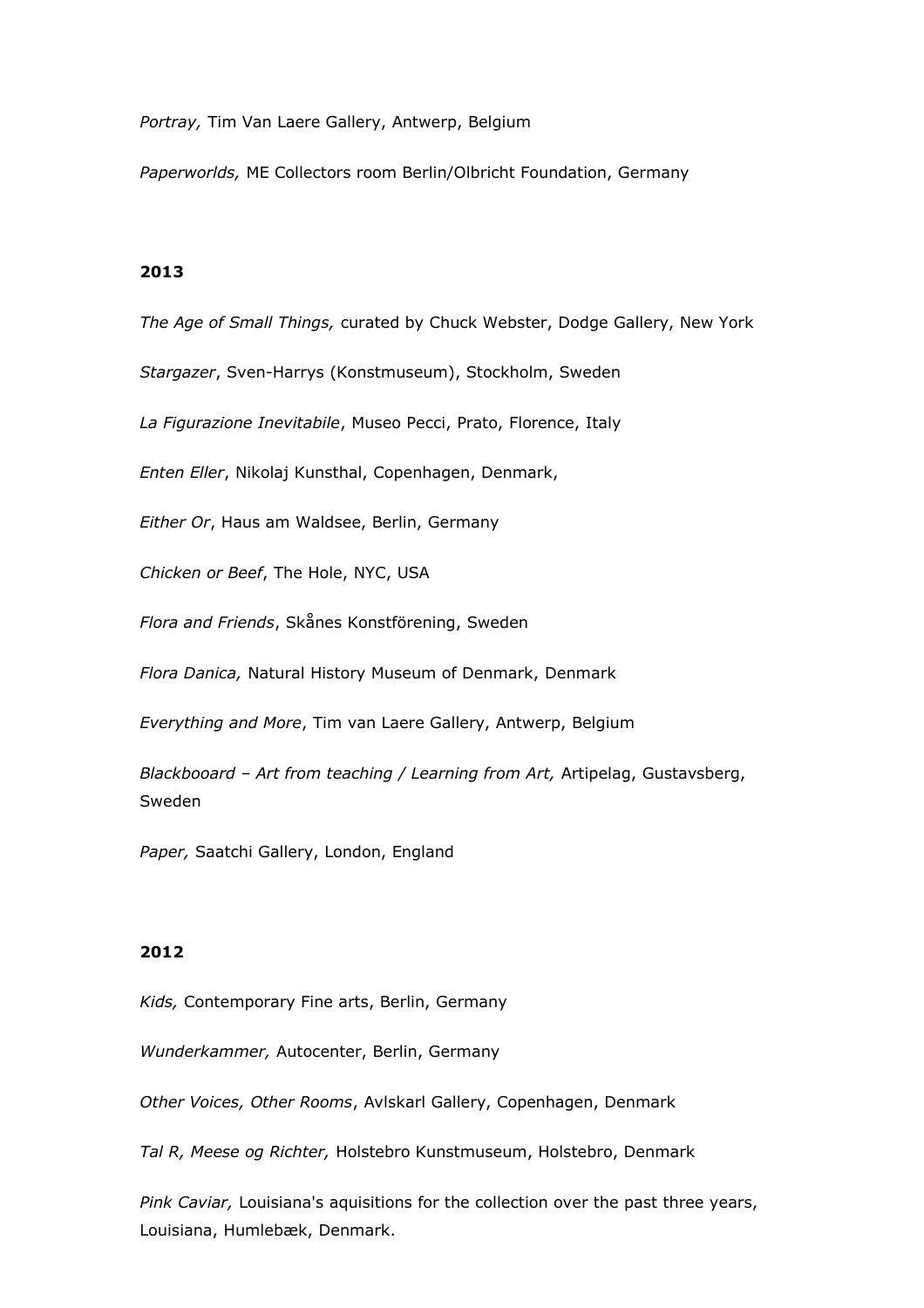*Portray,* Tim Van Laere Gallery, Antwerp, Belgium

*Paperworlds,* ME Collectors room Berlin/Olbricht Foundation, Germany

**2013**

*The Age of Small Things,* curated by Chuck Webster, Dodge Gallery, New York

*Stargazer*, Sven-Harrys (Konstmuseum), Stockholm, Sweden

*La Figurazione Inevitabile*, Museo Pecci, Prato, Florence, Italy

*Enten Eller*, Nikolaj Kunsthal, Copenhagen, Denmark,

*Either Or*, Haus am Waldsee, Berlin, Germany

*Chicken or Beef*, The Hole, NYC, USA

*Flora and Friends*, Skånes Konstförening, Sweden

*Flora Danica,* Natural History Museum of Denmark, Denmark

*Everything and More*, Tim van Laere Gallery, Antwerp, Belgium

*Blackbooard – Art from teaching / Learning from Art,* Artipelag, Gustavsberg, Sweden

*Paper,* Saatchi Gallery, London, England

**2012**

*Kids,* Contemporary Fine arts, Berlin, Germany

*Wunderkammer,* Autocenter, Berlin, Germany

*Other Voices, Other Rooms*, Avlskarl Gallery, Copenhagen, Denmark

*Tal R, Meese og Richter,* Holstebro Kunstmuseum, Holstebro, Denmark

*Pink Caviar,* Louisiana's aquisitions for the collection over the past three years, Louisiana, Humlebæk, Denmark.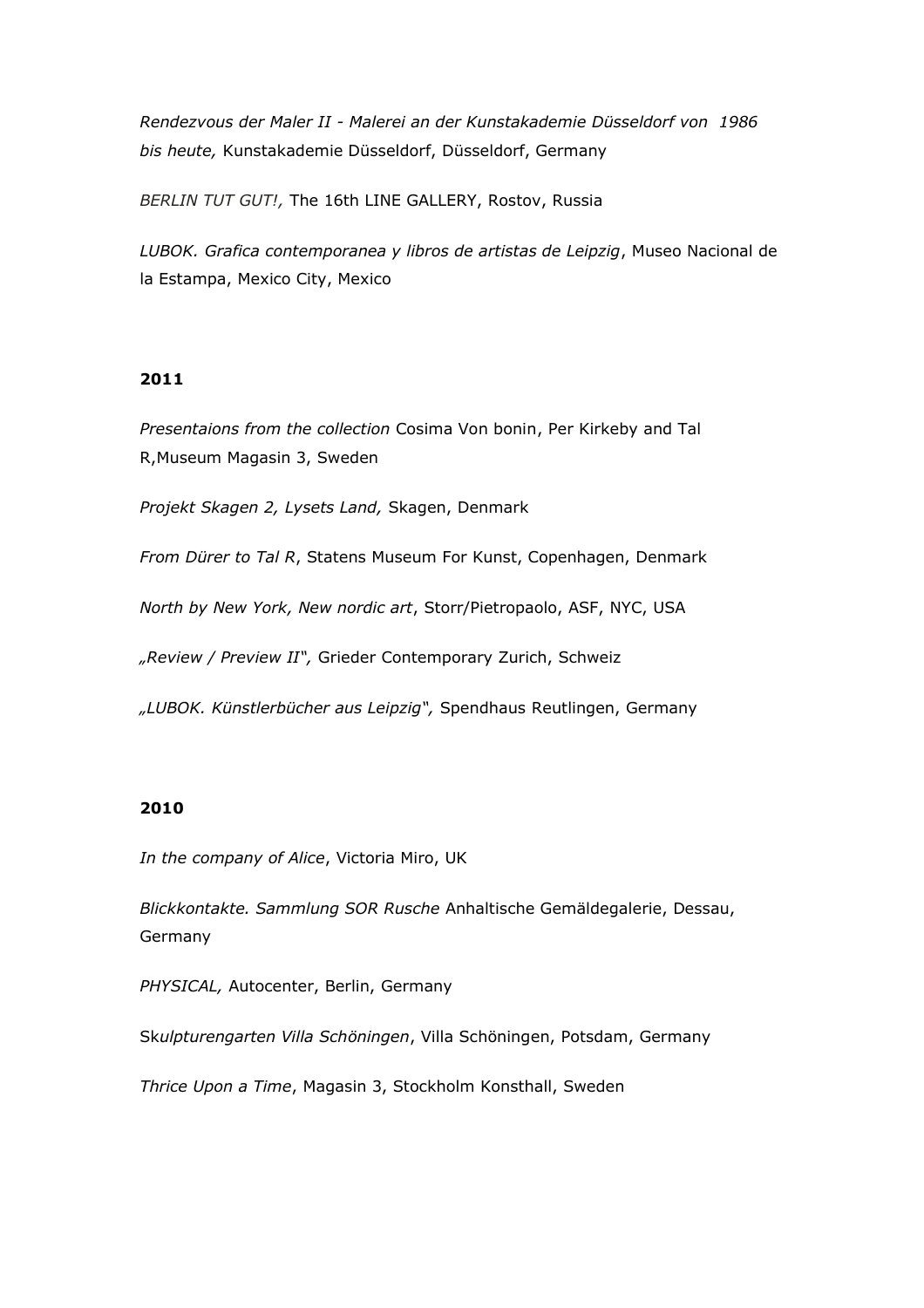*Rendezvous der Maler II - Malerei an der Kunstakademie Düsseldorf von 1986 bis heute,* Kunstakademie Düsseldorf, Düsseldorf, Germany

*BERLIN TUT GUT!,* The 16th LINE GALLERY, Rostov, Russia

*LUBOK. Grafica contemporanea y libros de artistas de Leipzig*, Museo Nacional de la Estampa, Mexico City, Mexico

**2011**

*Presentaions from the collection* Cosima Von bonin, Per Kirkeby and Tal R,Museum Magasin 3, Sweden

*Projekt Skagen 2, Lysets Land,* Skagen, Denmark

*From Dürer to Tal R*, Statens Museum For Kunst, Copenhagen, Denmark

*North by New York, New nordic art*, Storr/Pietropaolo, ASF, NYC, USA

*„Review / Preview II",* Grieder Contemporary Zurich, Schweiz

*„LUBOK. Künstlerbücher aus Leipzig",* Spendhaus Reutlingen, Germany

**2010**

*In the company of Alice*, Victoria Miro, UK

*Blickkontakte. Sammlung SOR Rusche* Anhaltische Gemäldegalerie, Dessau, Germany

*PHYSICAL,* Autocenter, Berlin, Germany

Sk*ulpturengarten Villa Schöningen*, Villa Schöningen, Potsdam, Germany

*Thrice Upon a Time*, Magasin 3, Stockholm Konsthall, Sweden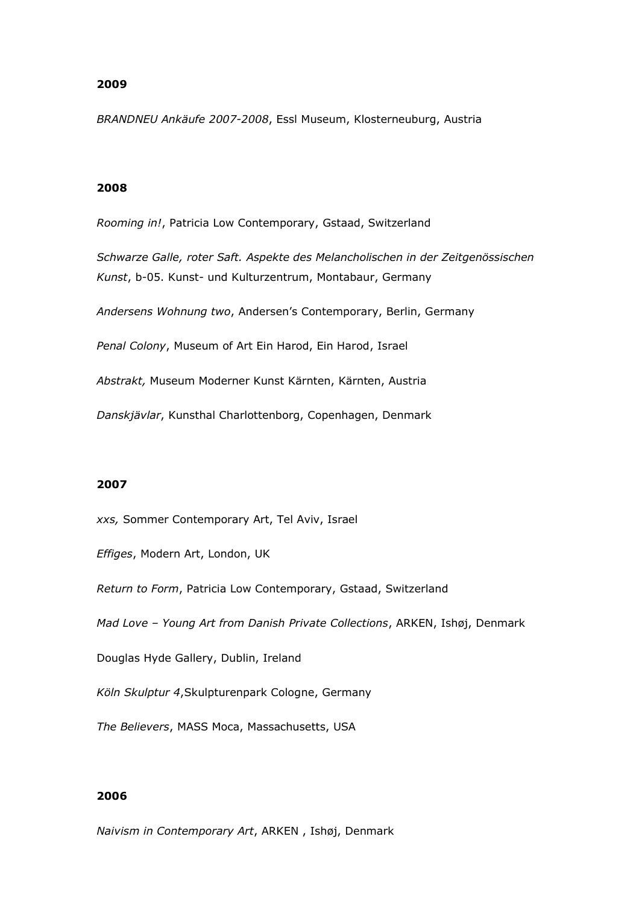**2009**

*BRANDNEU Ankäufe 2007-2008*, Essl Museum, Klosterneuburg, Austria

**2008**

*Rooming in!*, Patricia Low Contemporary, Gstaad, Switzerland

*Schwarze Galle, roter Saft. Aspekte des Melancholischen in der Zeitgenössischen Kunst*, b-05. Kunst- und Kulturzentrum, Montabaur, Germany

*Andersens Wohnung two*, Andersen's Contemporary, Berlin, Germany

*Penal Colony*, Museum of Art Ein Harod, Ein Harod, Israel

*Abstrakt,* Museum Moderner Kunst Kärnten, Kärnten, Austria

*Danskjävlar*, Kunsthal Charlottenborg, Copenhagen, Denmark

**2007**

*xxs,* Sommer Contemporary Art, Tel Aviv, Israel

*Effiges*, Modern Art, London, UK

*Return to Form*, Patricia Low Contemporary, Gstaad, Switzerland

*Mad Love – Young Art from Danish Private Collections*, ARKEN, Ishøj, Denmark

Douglas Hyde Gallery, Dublin, Ireland

*Köln Skulptur 4*,Skulpturenpark Cologne, Germany

*The Believers*, MASS Moca, Massachusetts, USA

**2006**

*Naivism in Contemporary Art*, ARKEN , Ishøj, Denmark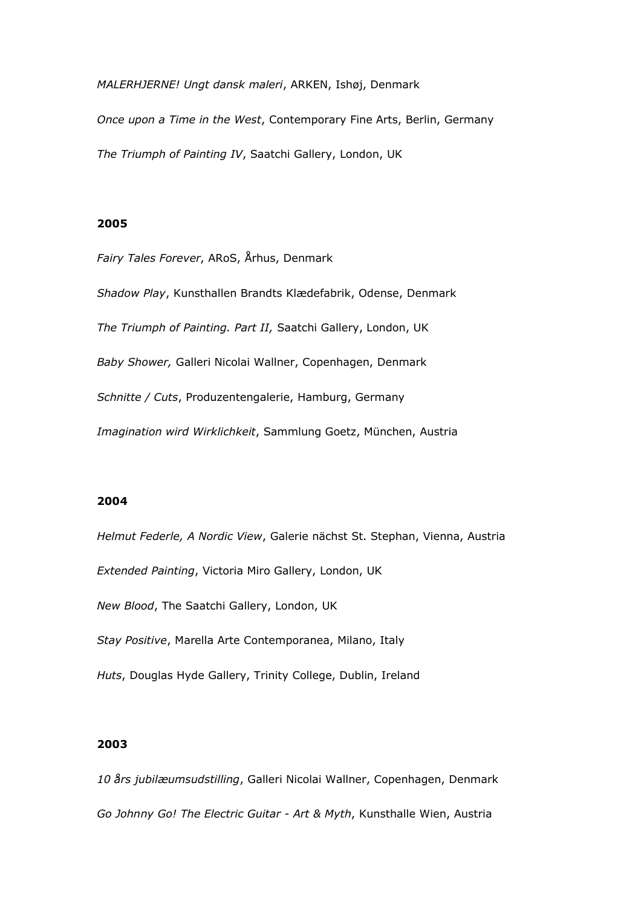*MALERHJERNE! Ungt dansk maleri*, ARKEN, Ishøj, Denmark

*Once upon a Time in the West*, Contemporary Fine Arts, Berlin, Germany

*The Triumph of Painting IV*, Saatchi Gallery, London, UK

**2005**

*Fairy Tales Forever*, ARoS, Århus, Denmark

*Shadow Play*, Kunsthallen Brandts Klædefabrik, Odense, Denmark

*The Triumph of Painting. Part II,* Saatchi Gallery, London, UK

*Baby Shower,* Galleri Nicolai Wallner, Copenhagen, Denmark

*Schnitte / Cuts*, Produzentengalerie, Hamburg, Germany

*Imagination wird Wirklichkeit*, Sammlung Goetz, München, Austria

**2004**

*Helmut Federle, A Nordic View*, Galerie nächst St. Stephan, Vienna, Austria

*Extended Painting*, Victoria Miro Gallery, London, UK

*New Blood*, The Saatchi Gallery, London, UK

*Stay Positive*, Marella Arte Contemporanea, Milano, Italy

*Huts*, Douglas Hyde Gallery, Trinity College, Dublin, Ireland

**2003**

*10 års jubilæumsudstilling*, Galleri Nicolai Wallner, Copenhagen, Denmark

*Go Johnny Go! The Electric Guitar - Art & Myth*, Kunsthalle Wien, Austria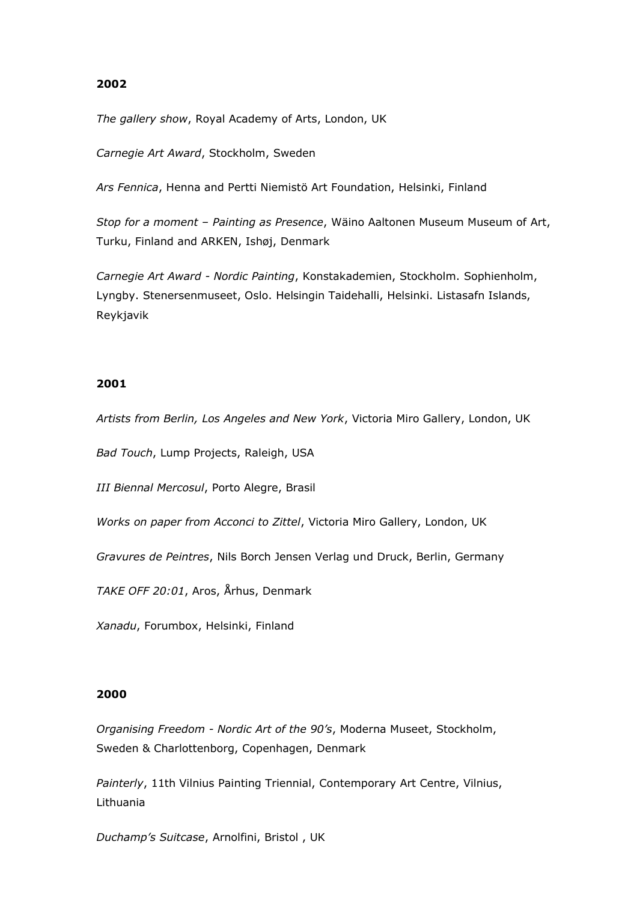**2002**

*The gallery show*, Royal Academy of Arts, London, UK

*Carnegie Art Award*, Stockholm, Sweden

*Ars Fennica*, Henna and Pertti Niemistö Art Foundation, Helsinki, Finland

*Stop for a moment – Painting as Presence*, Wäino Aaltonen Museum Museum of Art, Turku, Finland and ARKEN, Ishøj, Denmark

*Carnegie Art Award - Nordic Painting*, Konstakademien, Stockholm. Sophienholm, Lyngby. Stenersenmuseet, Oslo. Helsingin Taidehalli, Helsinki. Listasafn Islands, Reykjavik

**2001**

*Artists from Berlin, Los Angeles and New York*, Victoria Miro Gallery, London, UK

*Bad Touch*, Lump Projects, Raleigh, USA

*III Biennal Mercosul*, Porto Alegre, Brasil

*Works on paper from Acconci to Zittel*, Victoria Miro Gallery, London, UK

*Gravures de Peintres*, Nils Borch Jensen Verlag und Druck, Berlin, Germany

*TAKE OFF 20:01*, Aros, Århus, Denmark

*Xanadu*, Forumbox, Helsinki, Finland

**2000**

*Organising Freedom - Nordic Art of the 90's*, Moderna Museet, Stockholm, Sweden & Charlottenborg, Copenhagen, Denmark

*Painterly*, 11th Vilnius Painting Triennial, Contemporary Art Centre, Vilnius, Lithuania

*Duchamp's Suitcase*, Arnolfini, Bristol , UK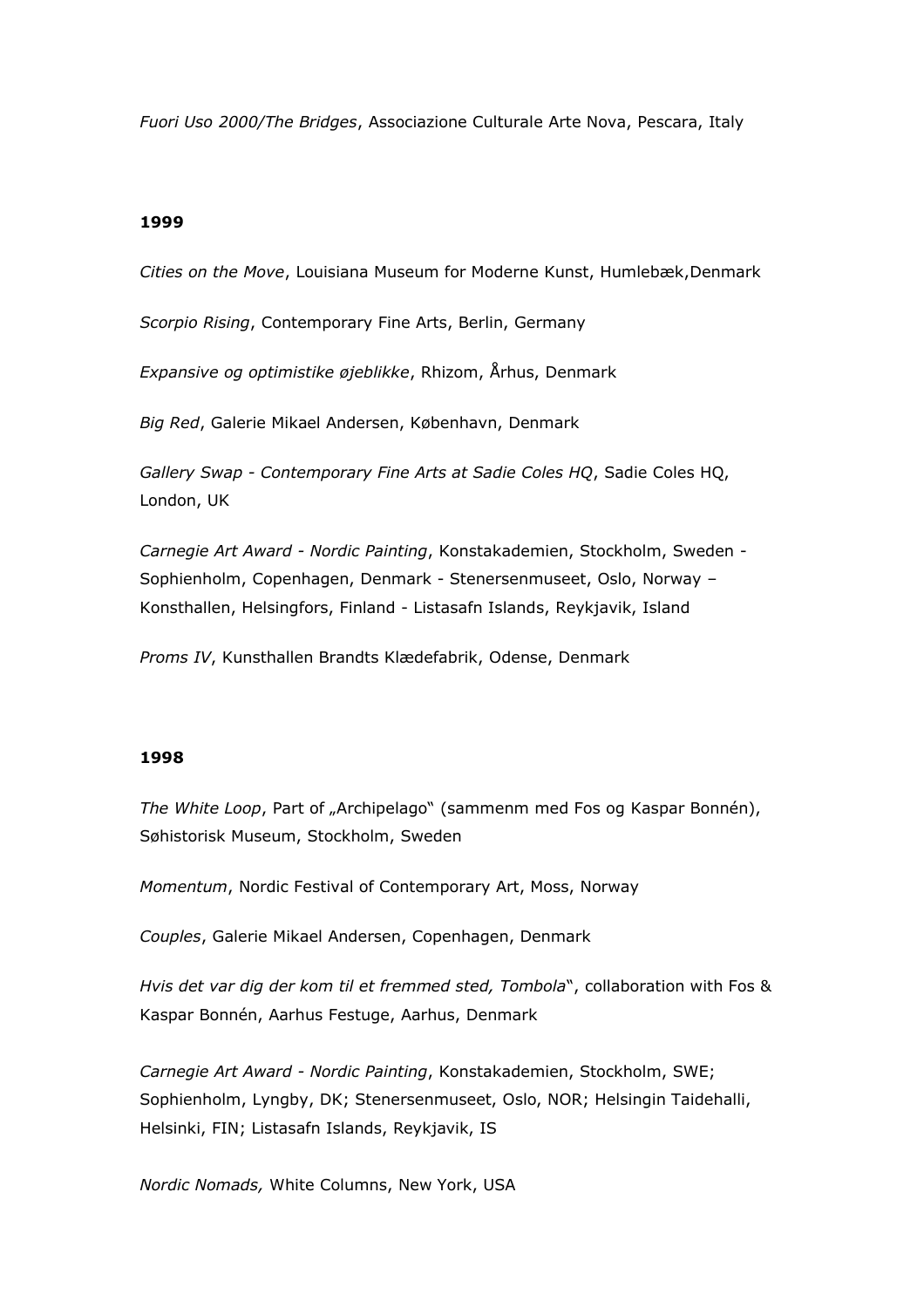*Fuori Uso 2000/The Bridges*, Associazione Culturale Arte Nova, Pescara, Italy

**1999**

*Cities on the Move*, Louisiana Museum for Moderne Kunst, Humlebæk,Denmark

*Scorpio Rising*, Contemporary Fine Arts, Berlin, Germany

*Expansive og optimistike øjeblikke*, Rhizom, Århus, Denmark

*Big Red*, Galerie Mikael Andersen, København, Denmark

*Gallery Swap - Contemporary Fine Arts at Sadie Coles HQ*, Sadie Coles HQ, London, UK

*Carnegie Art Award - Nordic Painting*, Konstakademien, Stockholm, Sweden - Sophienholm, Copenhagen, Denmark - Stenersenmuseet, Oslo, Norway – Konsthallen, Helsingfors, Finland - Listasafn Islands, Reykjavik, Island

*Proms IV*, Kunsthallen Brandts Klædefabrik, Odense, Denmark

**1998**

*The White Loop*, Part of „Archipelago" (sammenm med Fos og Kaspar Bonnén), Søhistorisk Museum, Stockholm, Sweden

*Momentum*, Nordic Festival of Contemporary Art, Moss, Norway

*Couples*, Galerie Mikael Andersen, Copenhagen, Denmark

*Hvis det var dig der kom til et fremmed sted, Tombola*", collaboration with Fos & Kaspar Bonnén, Aarhus Festuge, Aarhus, Denmark

*Carnegie Art Award - Nordic Painting*, Konstakademien, Stockholm, SWE; Sophienholm, Lyngby, DK; Stenersenmuseet, Oslo, NOR; Helsingin Taidehalli, Helsinki, FIN; Listasafn Islands, Reykjavik, IS

*Nordic Nomads,* White Columns, New York, USA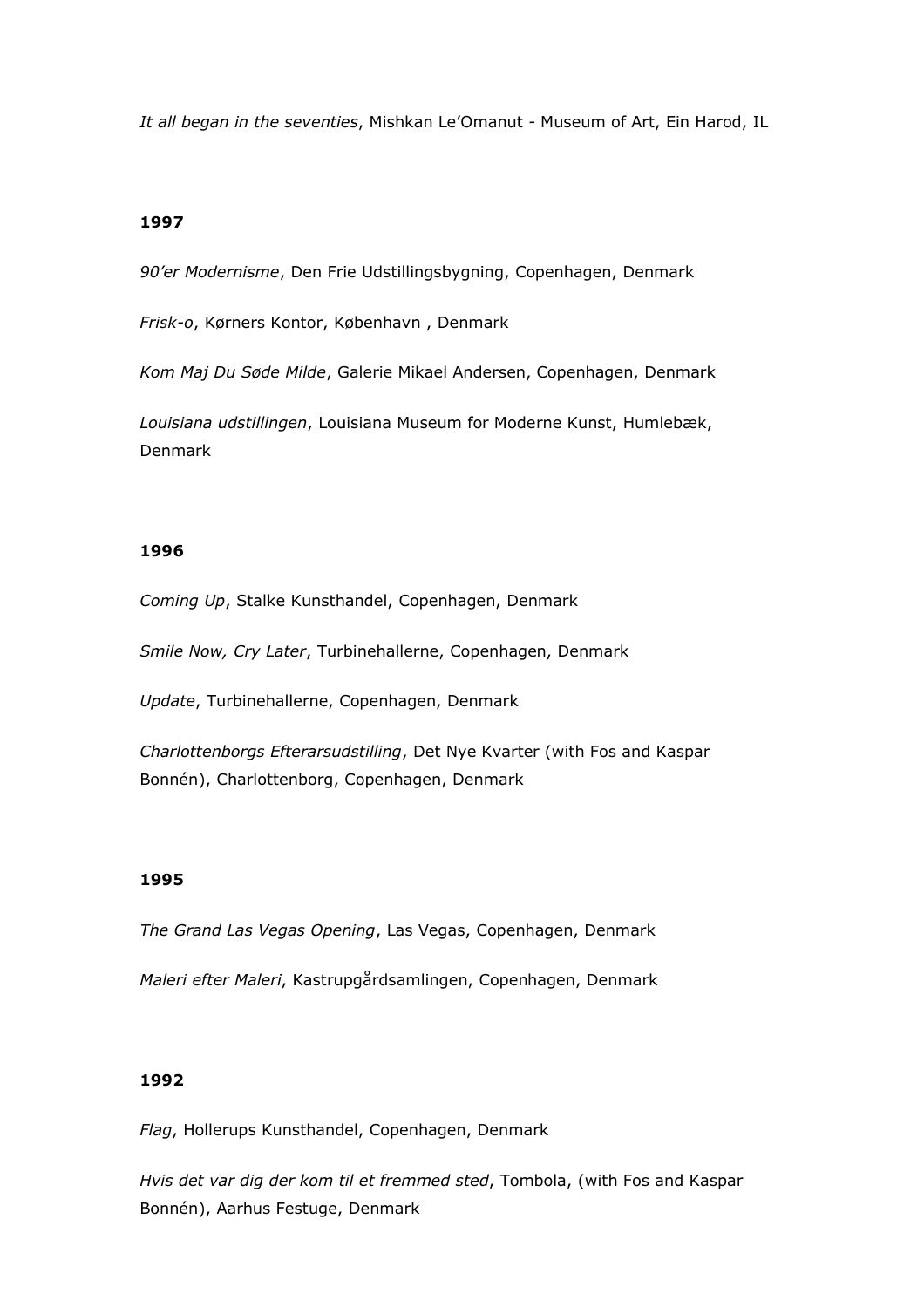*It all began in the seventies*, Mishkan Le'Omanut - Museum of Art, Ein Harod, IL

**1997**

*90'er Modernisme*, Den Frie Udstillingsbygning, Copenhagen, Denmark

*Frisk-o*, Kørners Kontor, København , Denmark

*Kom Maj Du Søde Milde*, Galerie Mikael Andersen, Copenhagen, Denmark

*Louisiana udstillingen*, Louisiana Museum for Moderne Kunst, Humlebæk, Denmark

**1996**

*Coming Up*, Stalke Kunsthandel, Copenhagen, Denmark

*Smile Now, Cry Later*, Turbinehallerne, Copenhagen, Denmark

*Update*, Turbinehallerne, Copenhagen, Denmark

*Charlottenborgs Efterarsudstilling*, Det Nye Kvarter (with Fos and Kaspar Bonnén), Charlottenborg, Copenhagen, Denmark

**1995**

*The Grand Las Vegas Opening*, Las Vegas, Copenhagen, Denmark

*Maleri efter Maleri*, Kastrupgårdsamlingen, Copenhagen, Denmark

**1992**

*Flag*, Hollerups Kunsthandel, Copenhagen, Denmark

*Hvis det var dig der kom til et fremmed sted*, Tombola, (with Fos and Kaspar Bonnén), Aarhus Festuge, Denmark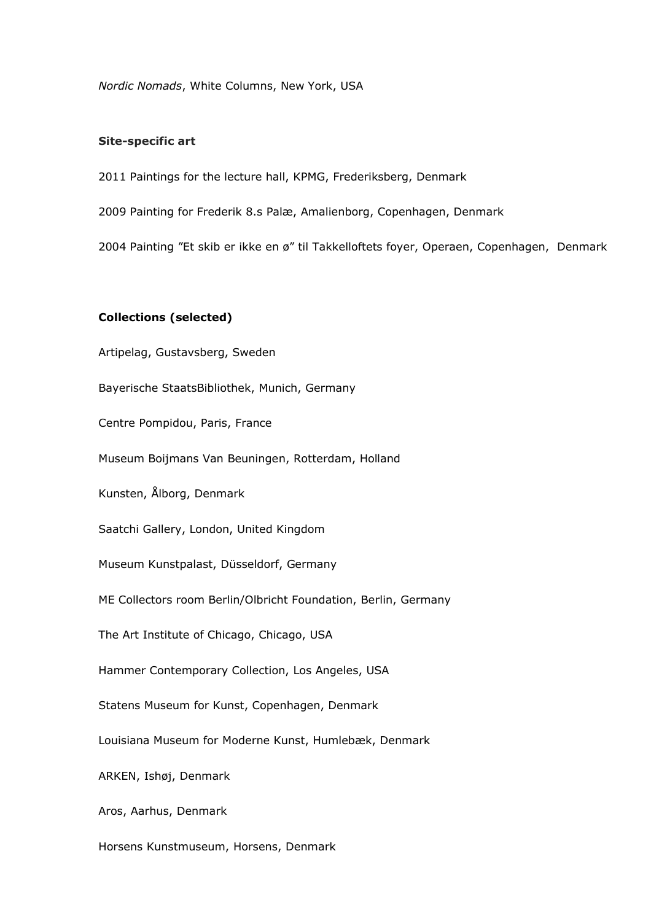*Nordic Nomads*, White Columns, New York, USA

**Site-specific art**

2011 Paintings for the lecture hall, KPMG, Frederiksberg, Denmark

2009 Painting for Frederik 8.s Palæ, Amalienborg, Copenhagen, Denmark

2004 Painting "Et skib er ikke en ø" til Takkelloftets foyer, Operaen, Copenhagen, Denmark

**Collections (selected)**

Artipelag, Gustavsberg, Sweden

Bayerische StaatsBibliothek, Munich, Germany

Centre Pompidou, Paris, France

Museum Boijmans Van Beuningen, Rotterdam, Holland

Kunsten, Ålborg, Denmark

Saatchi Gallery, London, United Kingdom

Museum Kunstpalast, Düsseldorf, Germany

ME Collectors room Berlin/Olbricht Foundation, Berlin, Germany

The Art Institute of Chicago, Chicago, USA

Hammer Contemporary Collection, Los Angeles, USA

Statens Museum for Kunst, Copenhagen, Denmark

Louisiana Museum for Moderne Kunst, Humlebæk, Denmark

ARKEN, Ishøj, Denmark

Aros, Aarhus, Denmark

Horsens Kunstmuseum, Horsens, Denmark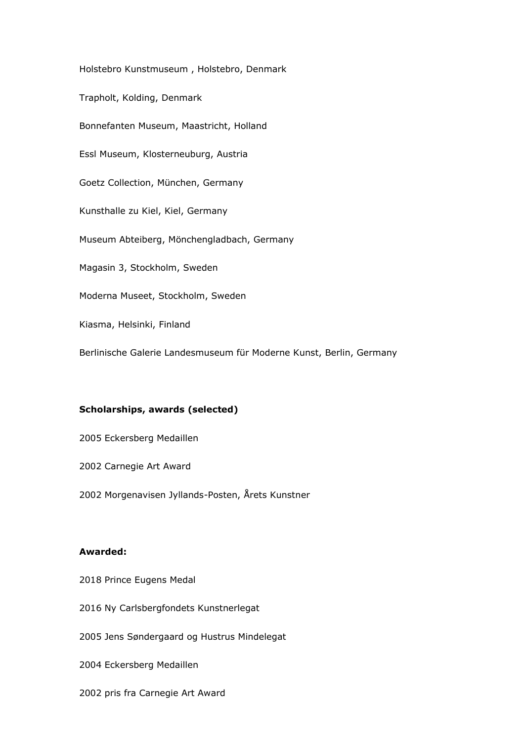Holstebro Kunstmuseum , Holstebro, Denmark

Trapholt, Kolding, Denmark

Bonnefanten Museum, Maastricht, Holland

Essl Museum, Klosterneuburg, Austria

Goetz Collection, München, Germany

Kunsthalle zu Kiel, Kiel, Germany

Museum Abteiberg, Mönchengladbach, Germany

Magasin 3, Stockholm, Sweden

Moderna Museet, Stockholm, Sweden

Kiasma, Helsinki, Finland

Berlinische Galerie Landesmuseum für Moderne Kunst, Berlin, Germany

**Scholarships, awards (selected)**

2005 Eckersberg Medaillen

2002 Carnegie Art Award

2002 Morgenavisen Jyllands-Posten, Årets Kunstner

**Awarded:**

2018 Prince Eugens Medal

2016 Ny Carlsbergfondets Kunstnerlegat

2005 Jens Søndergaard og Hustrus Mindelegat

2004 Eckersberg Medaillen

2002 pris fra Carnegie Art Award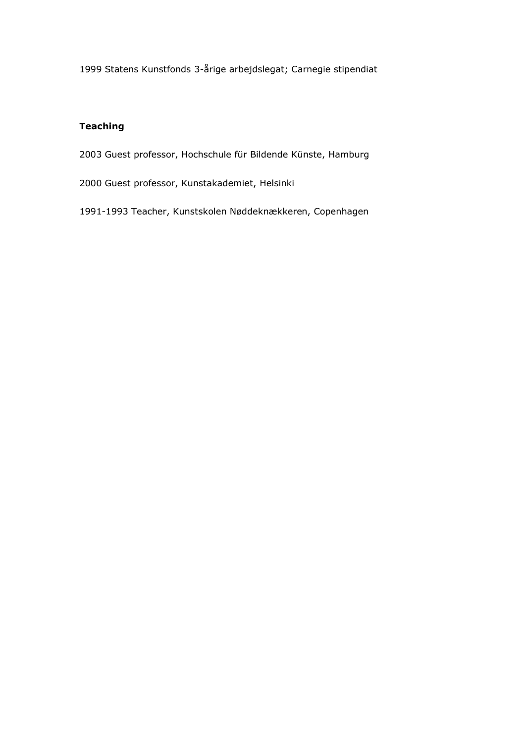1999 Statens Kunstfonds 3-årige arbejdslegat; Carnegie stipendiat

**Teaching**

2003 Guest professor, Hochschule für Bildende Künste, Hamburg

2000 Guest professor, Kunstakademiet, Helsinki

1991-1993 Teacher, Kunstskolen Nøddeknækkeren, Copenhagen